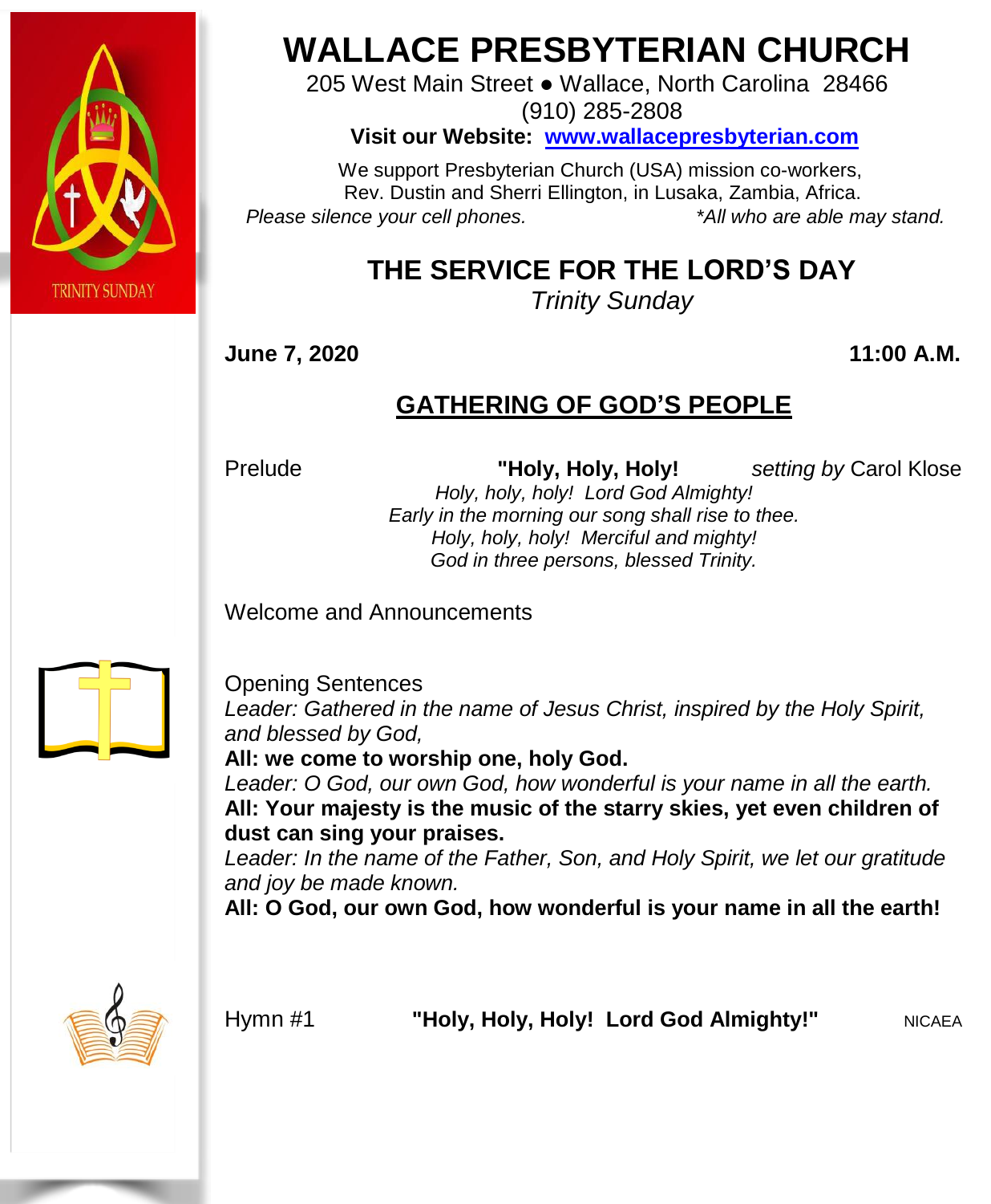# WALLACE PRESBYTERIAN CHURCH

205 West Main Street ● Wallace, North Carolina 28466
(910) 285-2808

**Visit our Website: [www.wallacepresbyterian.com](http://www.wallacepresbyterian.com)**

We support Presbyterian Church (USA) mission co-workers,
Rev. Dustin and Sherri Ellington, in Lusaka, Zambia, Africa.

*Please silence your cell phones.* *\*All who are able may stand.*

TRINITY SUNDAY

## THE SERVICE FOR THE LORD'S DAY

*Trinity Sunday*

**June 7, 2020** **11:00 A.M.**

## GATHERING OF GOD'S PEOPLE

Prelude **"Holy, Holy, Holy!** *setting by* Carol Klose

*Holy, holy, holy! Lord God Almighty!*
*Early in the morning our song shall rise to thee.*
*Holy, holy, holy! Merciful and mighty!*
*God in three persons, blessed Trinity.*

Welcome and Announcements

Opening Sentences

*Leader: Gathered in the name of Jesus Christ, inspired by the Holy Spirit, and blessed by God,*

**All: we come to worship one, holy God.**

*Leader: O God, our own God, how wonderful is your name in all the earth.*

**All: Your majesty is the music of the starry skies, yet even children of dust can sing your praises.**

*Leader: In the name of the Father, Son, and Holy Spirit, we let our gratitude and joy be made known.*

**All: O God, our own God, how wonderful is your name in all the earth!**

Hymn #1 **"Holy, Holy, Holy! Lord God Almighty!"** NICAEA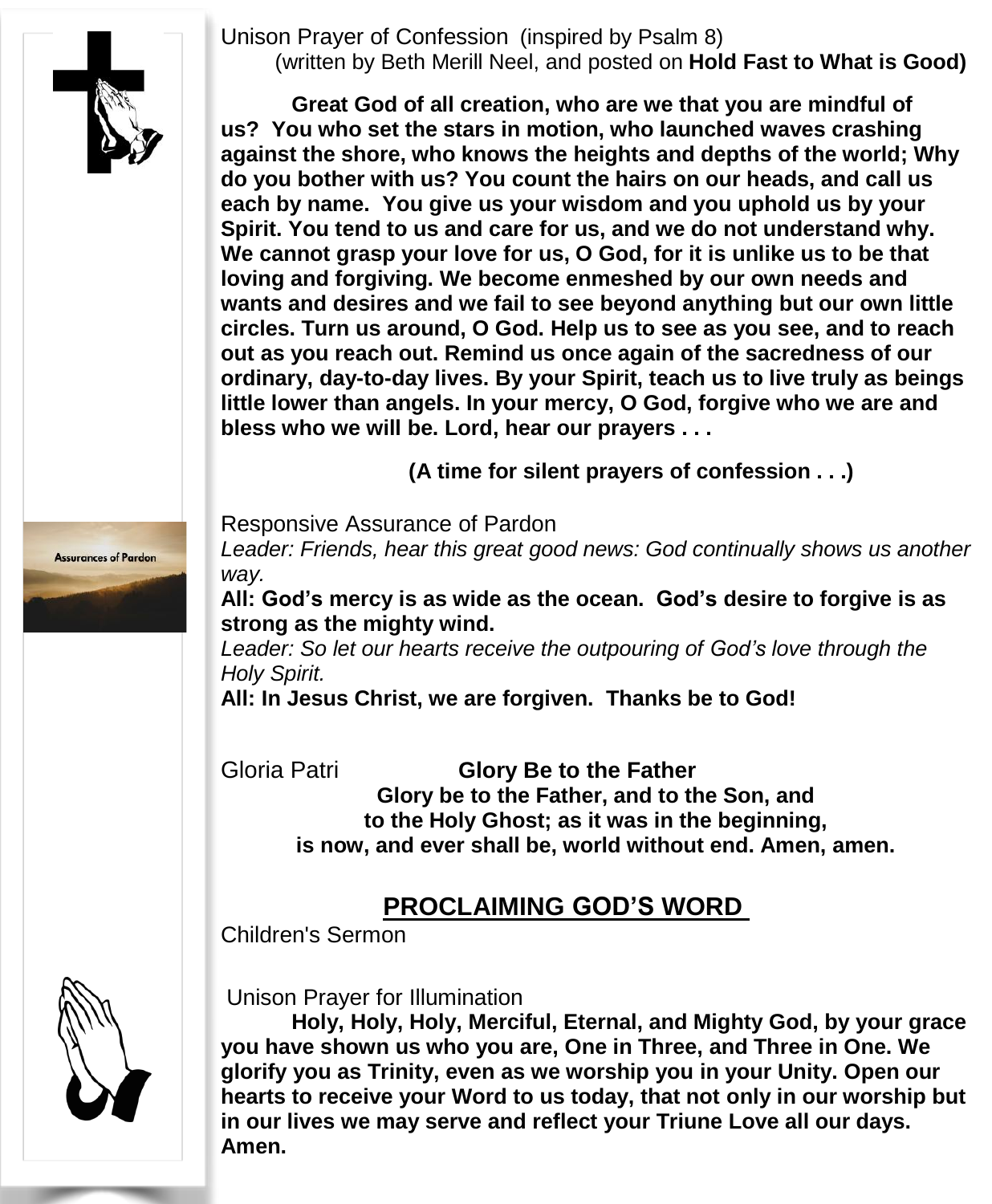Unison Prayer of Confession (inspired by Psalm 8)
(written by Beth Merill Neel, and posted on **Hold Fast to What is Good)**

**Great God of all creation, who are we that you are mindful of us? You who set the stars in motion, who launched waves crashing against the shore, who knows the heights and depths of the world; Why do you bother with us? You count the hairs on our heads, and call us each by name. You give us your wisdom and you uphold us by your Spirit. You tend to us and care for us, and we do not understand why. We cannot grasp your love for us, O God, for it is unlike us to be that loving and forgiving. We become enmeshed by our own needs and wants and desires and we fail to see beyond anything but our own little circles. Turn us around, O God. Help us to see as you see, and to reach out as you reach out. Remind us once again of the sacredness of our ordinary, day-to-day lives. By your Spirit, teach us to live truly as beings little lower than angels. In your mercy, O God, forgive who we are and bless who we will be. Lord, hear our prayers . . .**

**(A time for silent prayers of confession . . .)**

Assurances of Pardon

Responsive Assurance of Pardon

*Leader: Friends, hear this great good news: God continually shows us another way.*

**All: God's mercy is as wide as the ocean. God's desire to forgive is as strong as the mighty wind.**

*Leader: So let our hearts receive the outpouring of God's love through the Holy Spirit.*

**All: In Jesus Christ, we are forgiven. Thanks be to God!**

Gloria Patri **Glory Be to the Father**

**Glory be to the Father, and to the Son, and**
**to the Holy Ghost; as it was in the beginning,**
**is now, and ever shall be, world without end. Amen, amen.**

## PROCLAIMING GOD'S WORD

Children's Sermon

Unison Prayer for Illumination

**Holy, Holy, Holy, Merciful, Eternal, and Mighty God, by your grace you have shown us who you are, One in Three, and Three in One. We glorify you as Trinity, even as we worship you in your Unity. Open our hearts to receive your Word to us today, that not only in our worship but in our lives we may serve and reflect your Triune Love all our days. Amen.**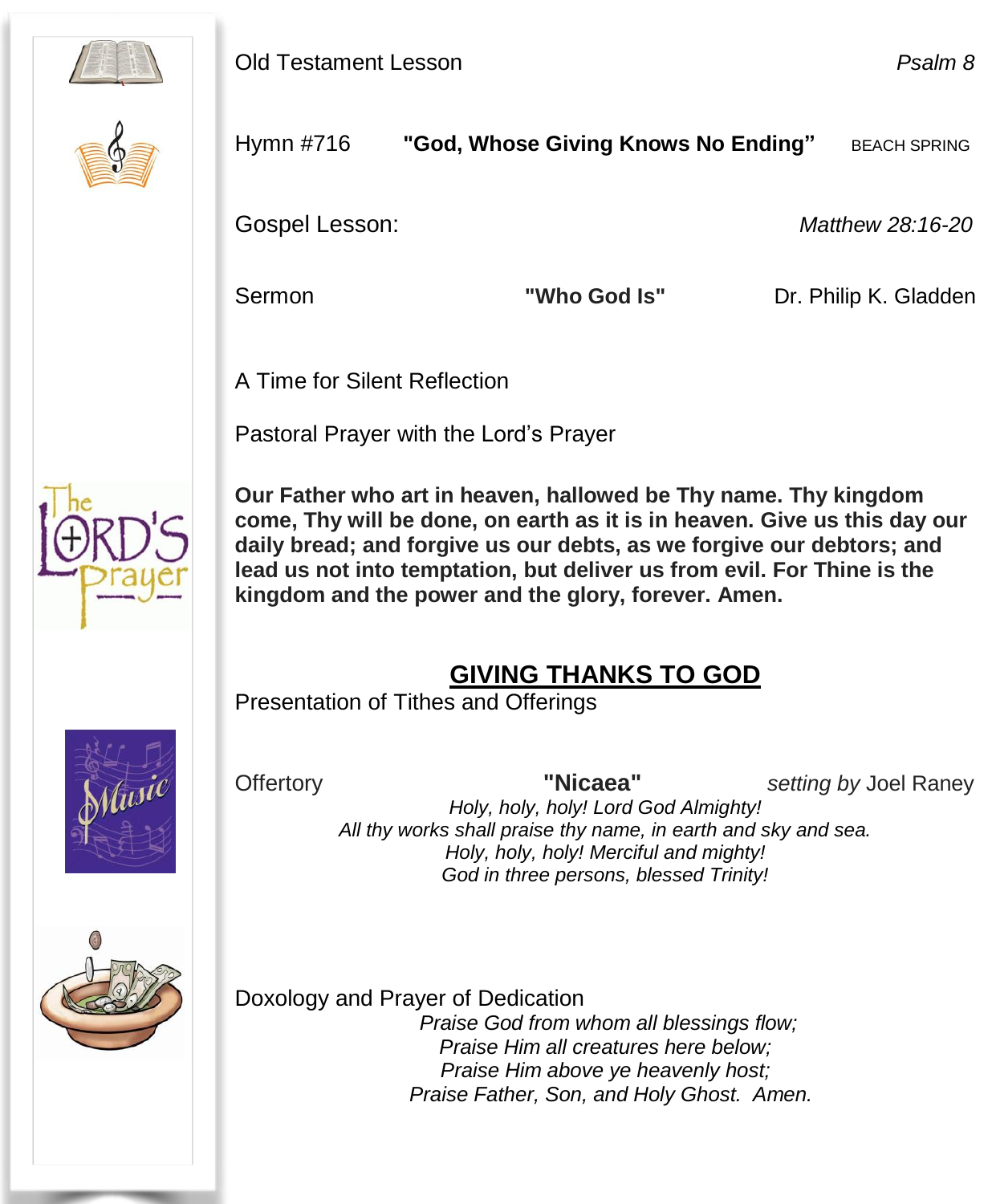Old Testament Lesson *Psalm 8*

Hymn #716 **"God, Whose Giving Knows No Ending"** BEACH SPRING

Gospel Lesson: *Matthew 28:16-20*

Sermon **"Who God Is"** Dr. Philip K. Gladden

A Time for Silent Reflection

Pastoral Prayer with the Lord's Prayer

**Our Father who art in heaven, hallowed be Thy name. Thy kingdom come, Thy will be done, on earth as it is in heaven. Give us this day our daily bread; and forgive us our debts, as we forgive our debtors; and lead us not into temptation, but deliver us from evil. For Thine is the kingdom and the power and the glory, forever. Amen.**

## GIVING THANKS TO GOD

Presentation of Tithes and Offerings

Offertory **"Nicaea"** *setting by* Joel Raney

*Holy, holy, holy! Lord God Almighty!*
*All thy works shall praise thy name, in earth and sky and sea.*
*Holy, holy, holy! Merciful and mighty!*
*God in three persons, blessed Trinity!*

Doxology and Prayer of Dedication

*Praise God from whom all blessings flow;*
*Praise Him all creatures here below;*
*Praise Him above ye heavenly host;*
*Praise Father, Son, and Holy Ghost. Amen.*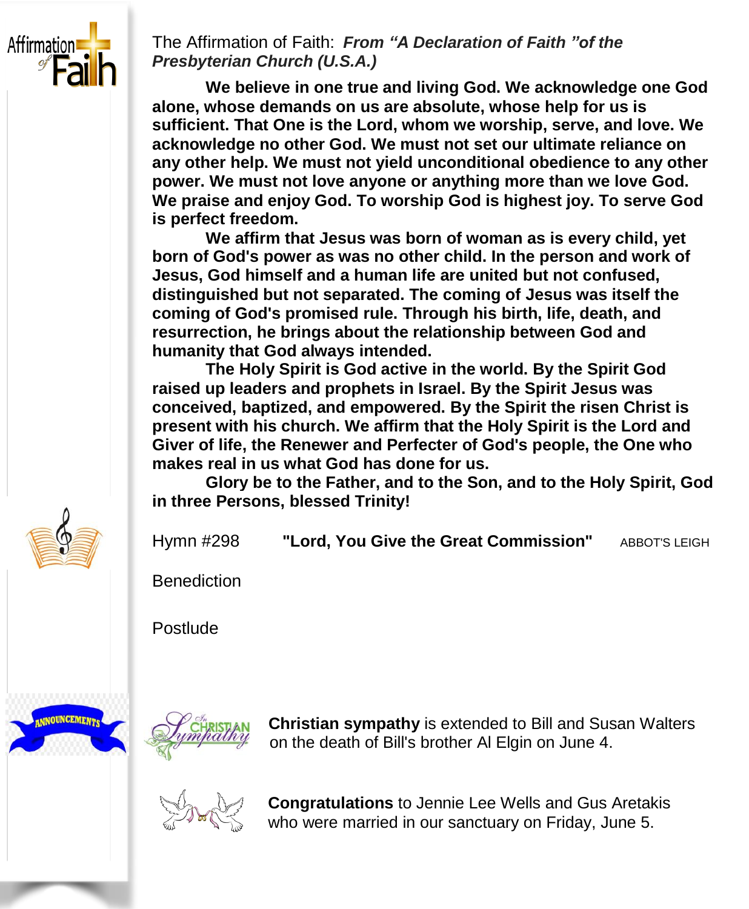The Affirmation of Faith: ***From "A Declaration of Faith "of the Presbyterian Church (U.S.A.)***

**We believe in one true and living God. We acknowledge one God alone, whose demands on us are absolute, whose help for us is sufficient. That One is the Lord, whom we worship, serve, and love. We acknowledge no other God. We must not set our ultimate reliance on any other help. We must not yield unconditional obedience to any other power. We must not love anyone or anything more than we love God. We praise and enjoy God. To worship God is highest joy. To serve God is perfect freedom.**

**We affirm that Jesus was born of woman as is every child, yet born of God's power as was no other child. In the person and work of Jesus, God himself and a human life are united but not confused, distinguished but not separated. The coming of Jesus was itself the coming of God's promised rule. Through his birth, life, death, and resurrection, he brings about the relationship between God and humanity that God always intended.**

**The Holy Spirit is God active in the world. By the Spirit God raised up leaders and prophets in Israel. By the Spirit Jesus was conceived, baptized, and empowered. By the Spirit the risen Christ is present with his church. We affirm that the Holy Spirit is the Lord and Giver of life, the Renewer and Perfecter of God's people, the One who makes real in us what God has done for us.**

**Glory be to the Father, and to the Son, and to the Holy Spirit, God in three Persons, blessed Trinity!**

Hymn #298 **"Lord, You Give the Great Commission"** ABBOT'S LEIGH

Benediction

Postlude

**Christian sympathy** is extended to Bill and Susan Walters on the death of Bill's brother Al Elgin on June 4.

**Congratulations** to Jennie Lee Wells and Gus Aretakis who were married in our sanctuary on Friday, June 5.